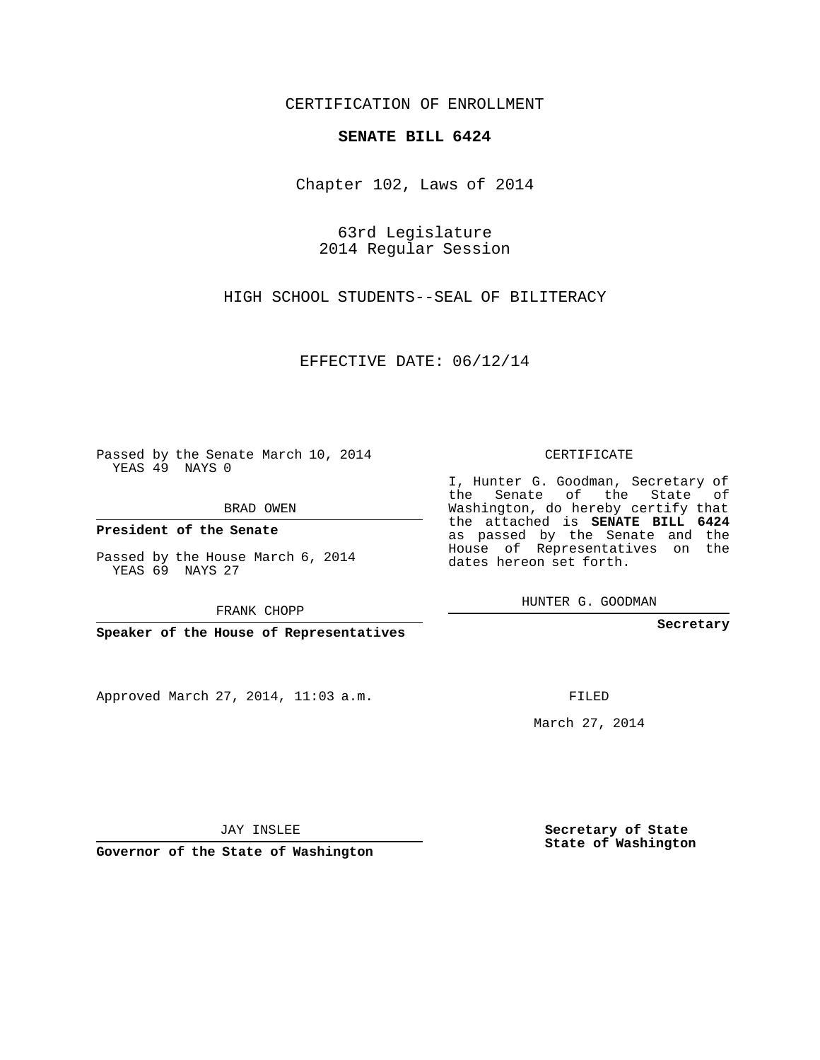CERTIFICATION OF ENROLLMENT

**SENATE BILL 6424**

Chapter 102, Laws of 2014

63rd Legislature
2014 Regular Session

HIGH SCHOOL STUDENTS--SEAL OF BILITERACY

EFFECTIVE DATE: 06/12/14

Passed by the Senate March 10, 2014
YEAS 49 NAYS 0

BRAD OWEN

**President of the Senate**

Passed by the House March 6, 2014
YEAS 69 NAYS 27

FRANK CHOPP

**Speaker of the House of Representatives**

CERTIFICATE

I, Hunter G. Goodman, Secretary of the Senate of the State of Washington, do hereby certify that the attached is **SENATE BILL 6424** as passed by the Senate and the House of Representatives on the dates hereon set forth.

HUNTER G. GOODMAN

**Secretary**

Approved March 27, 2014, 11:03 a.m.

FILED

March 27, 2014

JAY INSLEE

**Governor of the State of Washington**

**Secretary of State**
**State of Washington**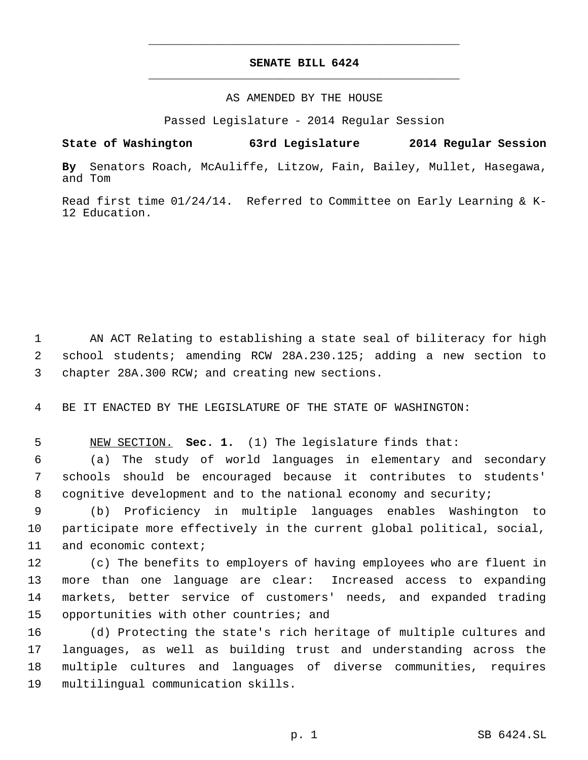# SENATE BILL 6424

AS AMENDED BY THE HOUSE

Passed Legislature - 2014 Regular Session

**State of Washington 63rd Legislature 2014 Regular Session**

**By** Senators Roach, McAuliffe, Litzow, Fain, Bailey, Mullet, Hasegawa, and Tom

Read first time 01/24/14. Referred to Committee on Early Learning & K-12 Education.

AN ACT Relating to establishing a state seal of biliteracy for high school students; amending RCW 28A.230.125; adding a new section to chapter 28A.300 RCW; and creating new sections.

BE IT ENACTED BY THE LEGISLATURE OF THE STATE OF WASHINGTON:

NEW SECTION. **Sec. 1.** (1) The legislature finds that:

(a) The study of world languages in elementary and secondary schools should be encouraged because it contributes to students' cognitive development and to the national economy and security;

(b) Proficiency in multiple languages enables Washington to participate more effectively in the current global political, social, and economic context;

(c) The benefits to employers of having employees who are fluent in more than one language are clear: Increased access to expanding markets, better service of customers' needs, and expanded trading opportunities with other countries; and

(d) Protecting the state's rich heritage of multiple cultures and languages, as well as building trust and understanding across the multiple cultures and languages of diverse communities, requires multilingual communication skills.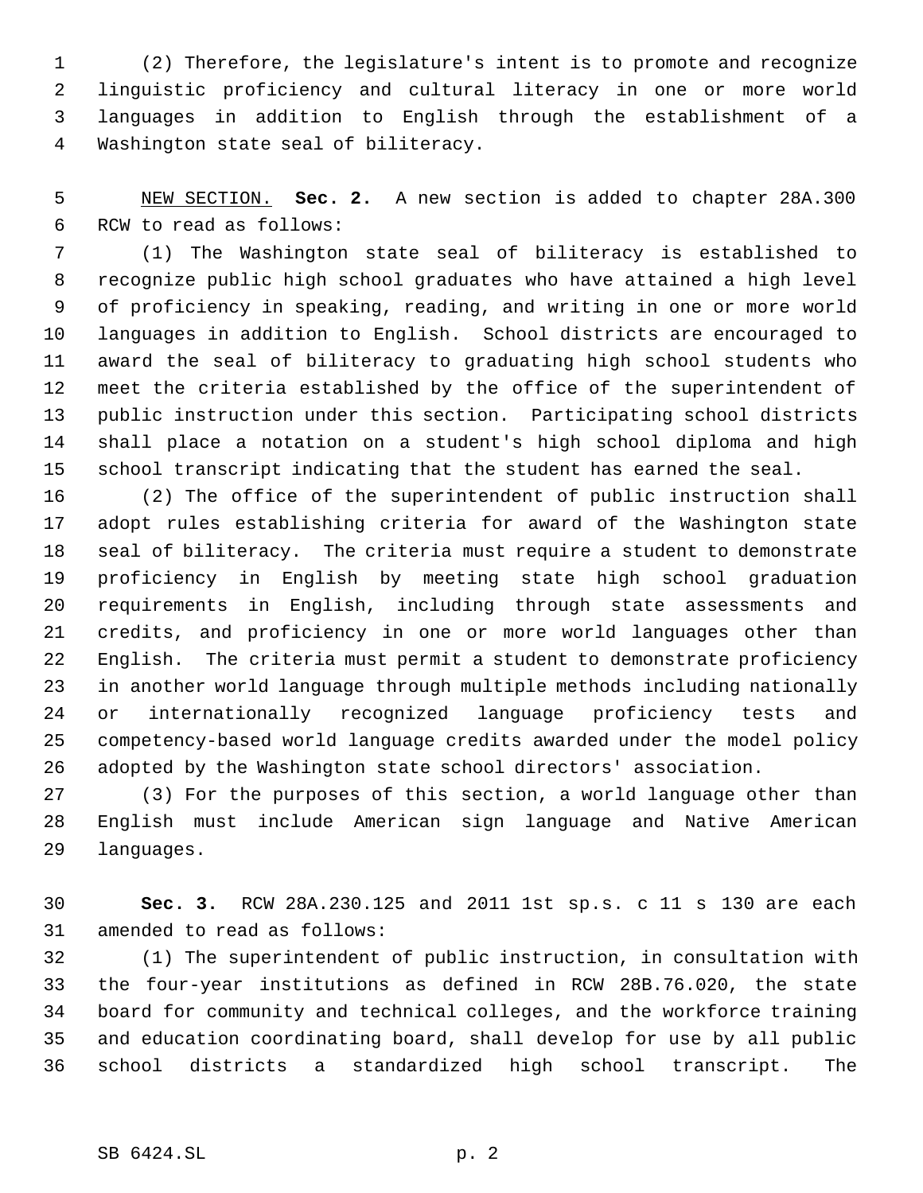(2) Therefore, the legislature's intent is to promote and recognize linguistic proficiency and cultural literacy in one or more world languages in addition to English through the establishment of a Washington state seal of biliteracy.

NEW SECTION. **Sec. 2.** A new section is added to chapter 28A.300 RCW to read as follows:

(1) The Washington state seal of biliteracy is established to recognize public high school graduates who have attained a high level of proficiency in speaking, reading, and writing in one or more world languages in addition to English. School districts are encouraged to award the seal of biliteracy to graduating high school students who meet the criteria established by the office of the superintendent of public instruction under this section. Participating school districts shall place a notation on a student's high school diploma and high school transcript indicating that the student has earned the seal.

(2) The office of the superintendent of public instruction shall adopt rules establishing criteria for award of the Washington state seal of biliteracy. The criteria must require a student to demonstrate proficiency in English by meeting state high school graduation requirements in English, including through state assessments and credits, and proficiency in one or more world languages other than English. The criteria must permit a student to demonstrate proficiency in another world language through multiple methods including nationally or internationally recognized language proficiency tests and competency-based world language credits awarded under the model policy adopted by the Washington state school directors' association.

(3) For the purposes of this section, a world language other than English must include American sign language and Native American languages.

**Sec. 3.** RCW 28A.230.125 and 2011 1st sp.s. c 11 s 130 are each amended to read as follows:

(1) The superintendent of public instruction, in consultation with the four-year institutions as defined in RCW 28B.76.020, the state board for community and technical colleges, and the workforce training and education coordinating board, shall develop for use by all public school districts a standardized high school transcript. The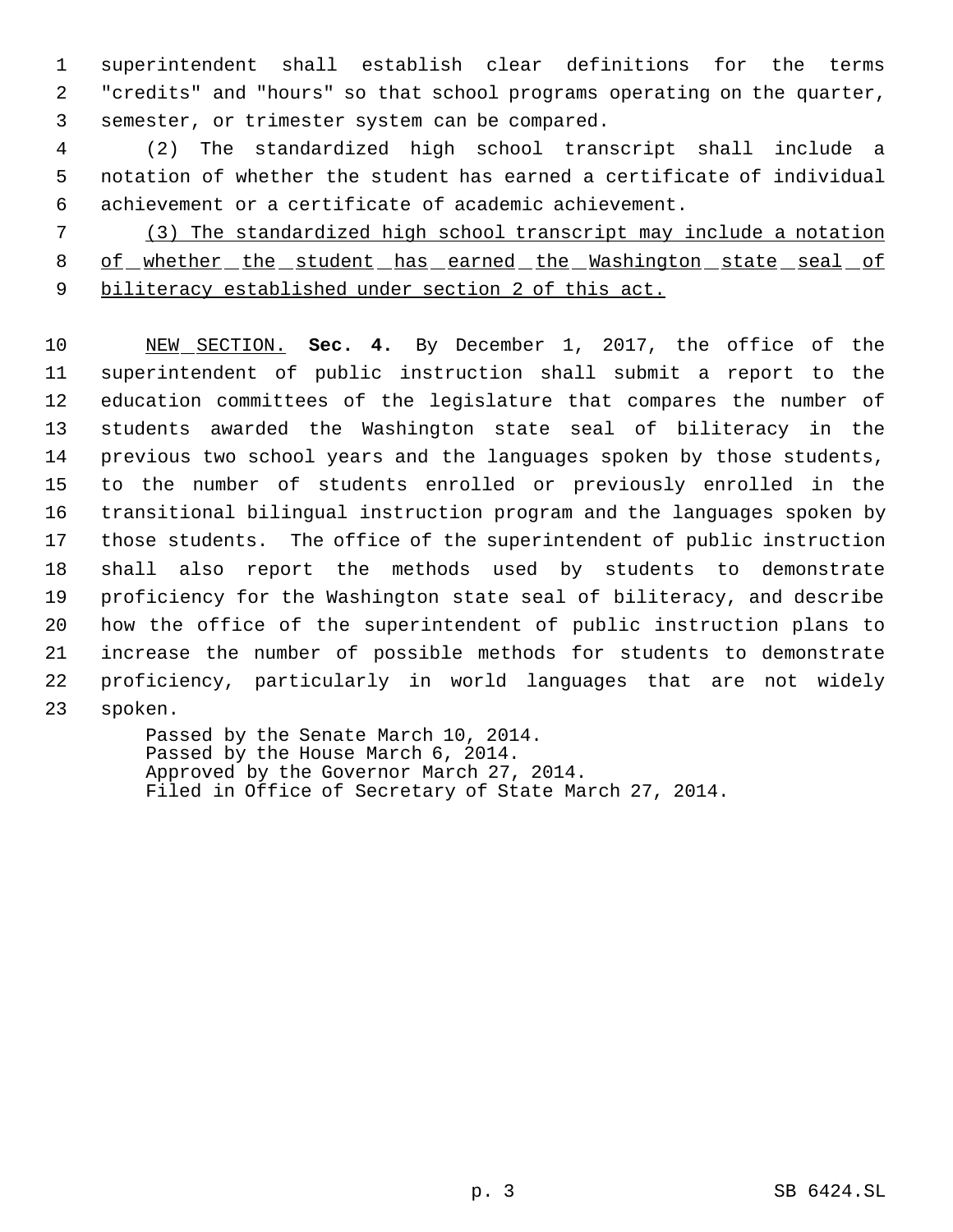superintendent shall establish clear definitions for the terms "credits" and "hours" so that school programs operating on the quarter, semester, or trimester system can be compared.

(2) The standardized high school transcript shall include a notation of whether the student has earned a certificate of individual achievement or a certificate of academic achievement.

(3) The standardized high school transcript may include a notation of whether the student has earned the Washington state seal of biliteracy established under section 2 of this act.

NEW SECTION. **Sec. 4.** By December 1, 2017, the office of the superintendent of public instruction shall submit a report to the education committees of the legislature that compares the number of students awarded the Washington state seal of biliteracy in the previous two school years and the languages spoken by those students, to the number of students enrolled or previously enrolled in the transitional bilingual instruction program and the languages spoken by those students. The office of the superintendent of public instruction shall also report the methods used by students to demonstrate proficiency for the Washington state seal of biliteracy, and describe how the office of the superintendent of public instruction plans to increase the number of possible methods for students to demonstrate proficiency, particularly in world languages that are not widely spoken.

Passed by the Senate March 10, 2014.
Passed by the House March 6, 2014.
Approved by the Governor March 27, 2014.
Filed in Office of Secretary of State March 27, 2014.